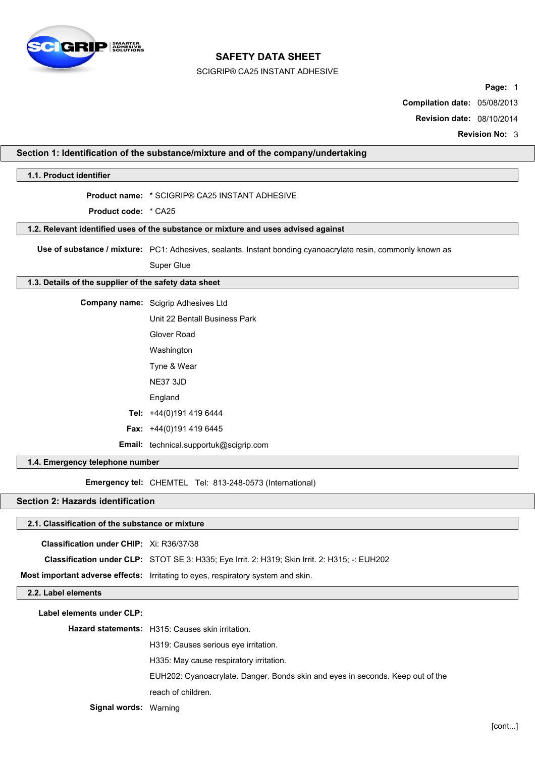# SAFETY DATA SHEET

SCIGRIP® CA25 INSTANT ADHESIVE

**Compilation date:** 05/08/2013

**Revision date:** 08/10/2014

**Revision No:** 3

## Section 1: Identification of the substance/mixture and of the company/undertaking

### 1.1. Product identifier

**Product name:** * SCIGRIP® CA25 INSTANT ADHESIVE

**Product code:** * CA25

### 1.2. Relevant identified uses of the substance or mixture and uses advised against

**Use of substance / mixture:** PC1: Adhesives, sealants. Instant bonding cyanoacrylate resin, commonly known as Super Glue

### 1.3. Details of the supplier of the safety data sheet

**Company name:** Scigrip Adhesives Ltd
Unit 22 Bentall Business Park
Glover Road
Washington
Tyne & Wear
NE37 3JD
England

**Tel:** +44(0)191 419 6444

**Fax:** +44(0)191 419 6445

**Email:** technical.supportuk@scigrip.com

### 1.4. Emergency telephone number

**Emergency tel:** CHEMTEL Tel: 813-248-0573 (International)

## Section 2: Hazards identification

### 2.1. Classification of the substance or mixture

**Classification under CHIP:** Xi: R36/37/38

**Classification under CLP:** STOT SE 3: H335; Eye Irrit. 2: H319; Skin Irrit. 2: H315; -: EUH202

**Most important adverse effects:** Irritating to eyes, respiratory system and skin.

### 2.2. Label elements

**Label elements under CLP:**

**Hazard statements:**
H315: Causes skin irritation.
H319: Causes serious eye irritation.
H335: May cause respiratory irritation.
EUH202: Cyanoacrylate. Danger. Bonds skin and eyes in seconds. Keep out of the reach of children.

**Signal words:** Warning

[cont...]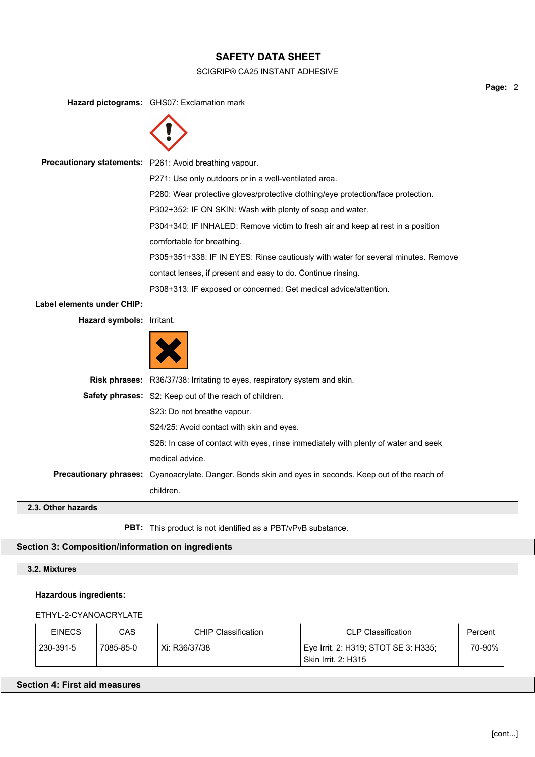**Hazard pictograms:** GHS07: Exclamation mark

**Precautionary statements:** P261: Avoid breathing vapour.

P271: Use only outdoors or in a well-ventilated area.

P280: Wear protective gloves/protective clothing/eye protection/face protection.

P302+352: IF ON SKIN: Wash with plenty of soap and water.

P304+340: IF INHALED: Remove victim to fresh air and keep at rest in a position comfortable for breathing.

P305+351+338: IF IN EYES: Rinse cautiously with water for several minutes. Remove contact lenses, if present and easy to do. Continue rinsing.

P308+313: IF exposed or concerned: Get medical advice/attention.

**Label elements under CHIP:**

**Hazard symbols:** Irritant.

**Risk phrases:** R36/37/38: Irritating to eyes, respiratory system and skin.

**Safety phrases:** S2: Keep out of the reach of children.

S23: Do not breathe vapour.

S24/25: Avoid contact with skin and eyes.

S26: In case of contact with eyes, rinse immediately with plenty of water and seek medical advice.

**Precautionary phrases:** Cyanoacrylate. Danger. Bonds skin and eyes in seconds. Keep out of the reach of children.

### 2.3. Other hazards

**PBT:** This product is not identified as a PBT/vPvB substance.

## Section 3: Composition/information on ingredients

### 3.2. Mixtures

**Hazardous ingredients:**

ETHYL-2-CYANOACRYLATE

| EINECS | CAS | CHIP Classification | CLP Classification | Percent |
|---|---|---|---|---|
| 230-391-5 | 7085-85-0 | Xi: R36/37/38 | Eye Irrit. 2: H319; STOT SE 3: H335; Skin Irrit. 2: H315 | 70-90% |

## Section 4: First aid measures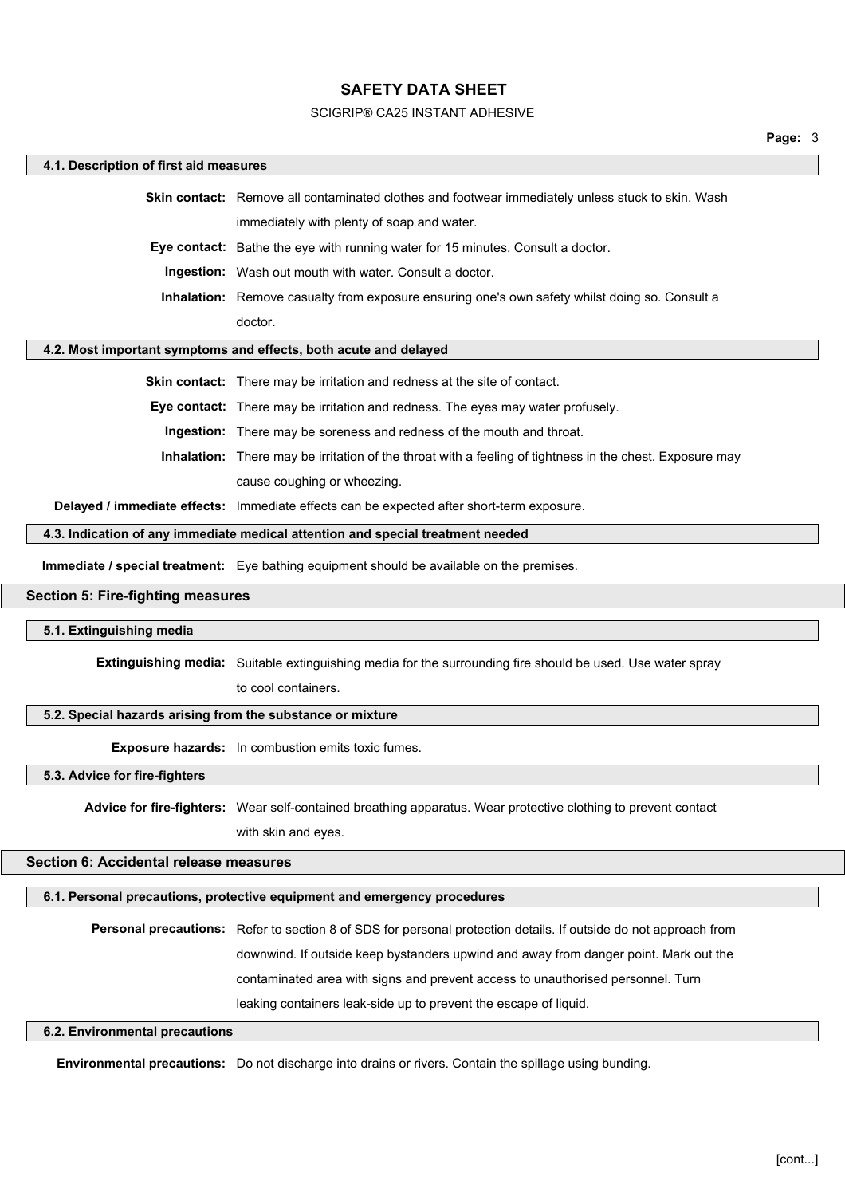### 4.1. Description of first aid measures

**Skin contact:** Remove all contaminated clothes and footwear immediately unless stuck to skin. Wash immediately with plenty of soap and water.

**Eye contact:** Bathe the eye with running water for 15 minutes. Consult a doctor.

**Ingestion:** Wash out mouth with water. Consult a doctor.

**Inhalation:** Remove casualty from exposure ensuring one's own safety whilst doing so. Consult a doctor.

### 4.2. Most important symptoms and effects, both acute and delayed

**Skin contact:** There may be irritation and redness at the site of contact.

**Eye contact:** There may be irritation and redness. The eyes may water profusely.

**Ingestion:** There may be soreness and redness of the mouth and throat.

**Inhalation:** There may be irritation of the throat with a feeling of tightness in the chest. Exposure may cause coughing or wheezing.

**Delayed / immediate effects:** Immediate effects can be expected after short-term exposure.

### 4.3. Indication of any immediate medical attention and special treatment needed

**Immediate / special treatment:** Eye bathing equipment should be available on the premises.

## Section 5: Fire-fighting measures

### 5.1. Extinguishing media

**Extinguishing media:** Suitable extinguishing media for the surrounding fire should be used. Use water spray to cool containers.

### 5.2. Special hazards arising from the substance or mixture

**Exposure hazards:** In combustion emits toxic fumes.

### 5.3. Advice for fire-fighters

**Advice for fire-fighters:** Wear self-contained breathing apparatus. Wear protective clothing to prevent contact with skin and eyes.

## Section 6: Accidental release measures

### 6.1. Personal precautions, protective equipment and emergency procedures

**Personal precautions:** Refer to section 8 of SDS for personal protection details. If outside do not approach from downwind. If outside keep bystanders upwind and away from danger point. Mark out the contaminated area with signs and prevent access to unauthorised personnel. Turn leaking containers leak-side up to prevent the escape of liquid.

### 6.2. Environmental precautions

**Environmental precautions:** Do not discharge into drains or rivers. Contain the spillage using bunding.

[cont...]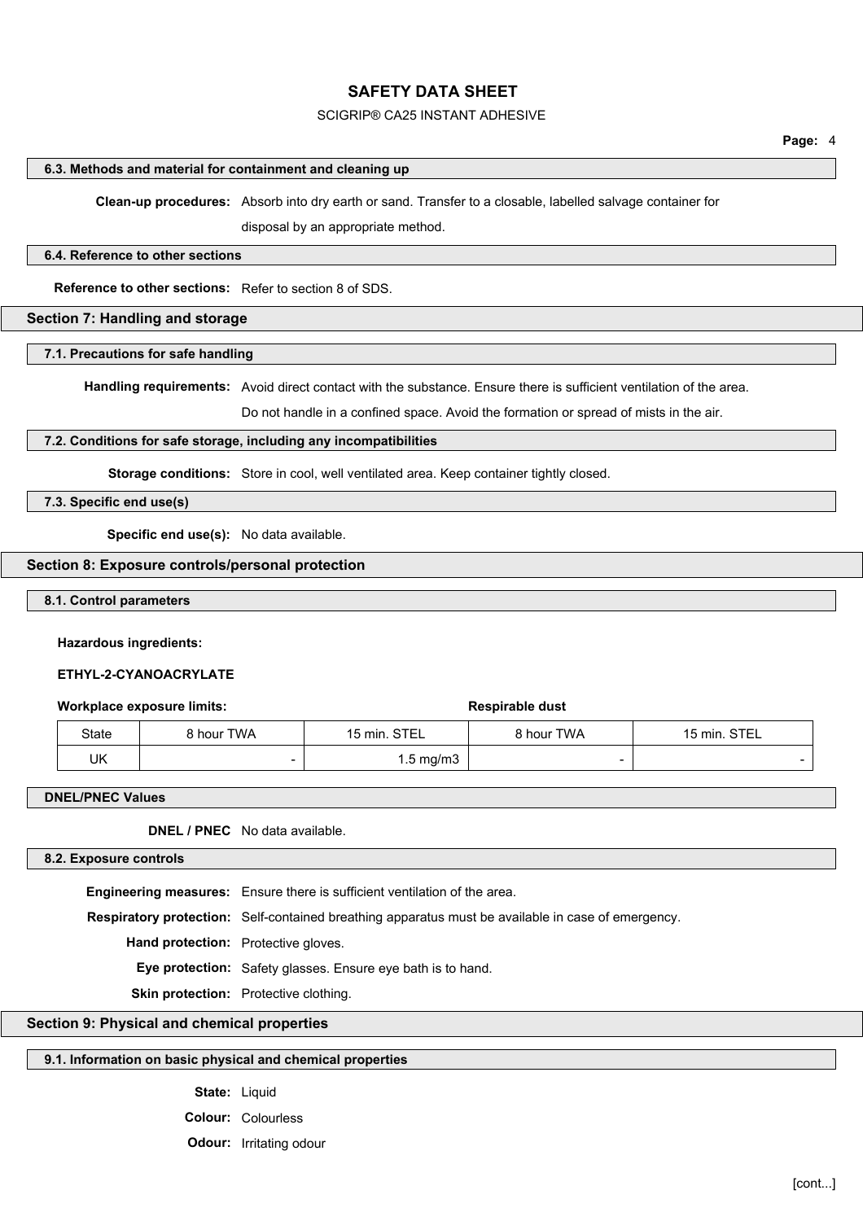### 6.3. Methods and material for containment and cleaning up

**Clean-up procedures:** Absorb into dry earth or sand. Transfer to a closable, labelled salvage container for disposal by an appropriate method.

### 6.4. Reference to other sections

**Reference to other sections:** Refer to section 8 of SDS.

## Section 7: Handling and storage

### 7.1. Precautions for safe handling

**Handling requirements:** Avoid direct contact with the substance. Ensure there is sufficient ventilation of the area. Do not handle in a confined space. Avoid the formation or spread of mists in the air.

### 7.2. Conditions for safe storage, including any incompatibilities

**Storage conditions:** Store in cool, well ventilated area. Keep container tightly closed.

### 7.3. Specific end use(s)

**Specific end use(s):** No data available.

## Section 8: Exposure controls/personal protection

### 8.1. Control parameters

**Hazardous ingredients:**

**ETHYL-2-CYANOACRYLATE**

| | **Workplace exposure limits:** | | **Respirable dust** | |
|---|---|---|---|---|
| State | 8 hour TWA | 15 min. STEL | 8 hour TWA | 15 min. STEL |
| UK | - | 1.5 mg/m3 | - | - |

### DNEL/PNEC Values

**DNEL / PNEC** No data available.

### 8.2. Exposure controls

**Engineering measures:** Ensure there is sufficient ventilation of the area.

**Respiratory protection:** Self-contained breathing apparatus must be available in case of emergency.

**Hand protection:** Protective gloves.

**Eye protection:** Safety glasses. Ensure eye bath is to hand.

**Skin protection:** Protective clothing.

## Section 9: Physical and chemical properties

### 9.1. Information on basic physical and chemical properties

**State:** Liquid

**Colour:** Colourless

**Odour:** Irritating odour

[cont...]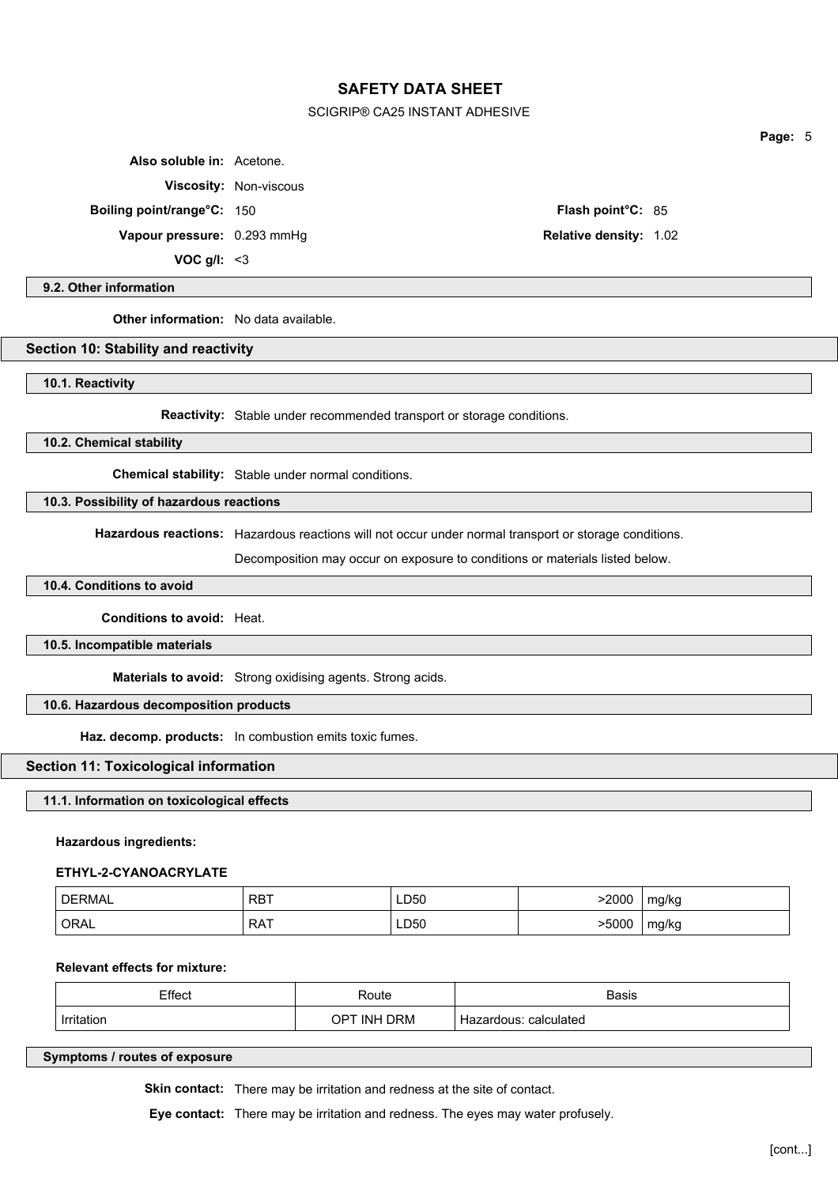**Also soluble in:** Acetone.

**Viscosity:** Non-viscous

**Boiling point/range°C:** 150

**Flash point°C:** 85

**Vapour pressure:** 0.293 mmHg

**Relative density:** 1.02

**VOC g/l:** <3

### 9.2. Other information

**Other information:** No data available.

## Section 10: Stability and reactivity

### 10.1. Reactivity

**Reactivity:** Stable under recommended transport or storage conditions.

### 10.2. Chemical stability

**Chemical stability:** Stable under normal conditions.

### 10.3. Possibility of hazardous reactions

**Hazardous reactions:** Hazardous reactions will not occur under normal transport or storage conditions.

Decomposition may occur on exposure to conditions or materials listed below.

### 10.4. Conditions to avoid

**Conditions to avoid:** Heat.

### 10.5. Incompatible materials

**Materials to avoid:** Strong oxidising agents. Strong acids.

### 10.6. Hazardous decomposition products

**Haz. decomp. products:** In combustion emits toxic fumes.

## Section 11: Toxicological information

### 11.1. Information on toxicological effects

**Hazardous ingredients:**

**ETHYL-2-CYANOACRYLATE**

| | | | | |
|---|---|---|---|---|
| DERMAL | RBT | LD50 | >2000 | mg/kg |
| ORAL | RAT | LD50 | >5000 | mg/kg |

**Relevant effects for mixture:**

| Effect | Route | Basis |
|---|---|---|
| Irritation | OPT INH DRM | Hazardous: calculated |

### Symptoms / routes of exposure

**Skin contact:** There may be irritation and redness at the site of contact.

**Eye contact:** There may be irritation and redness. The eyes may water profusely.

[cont...]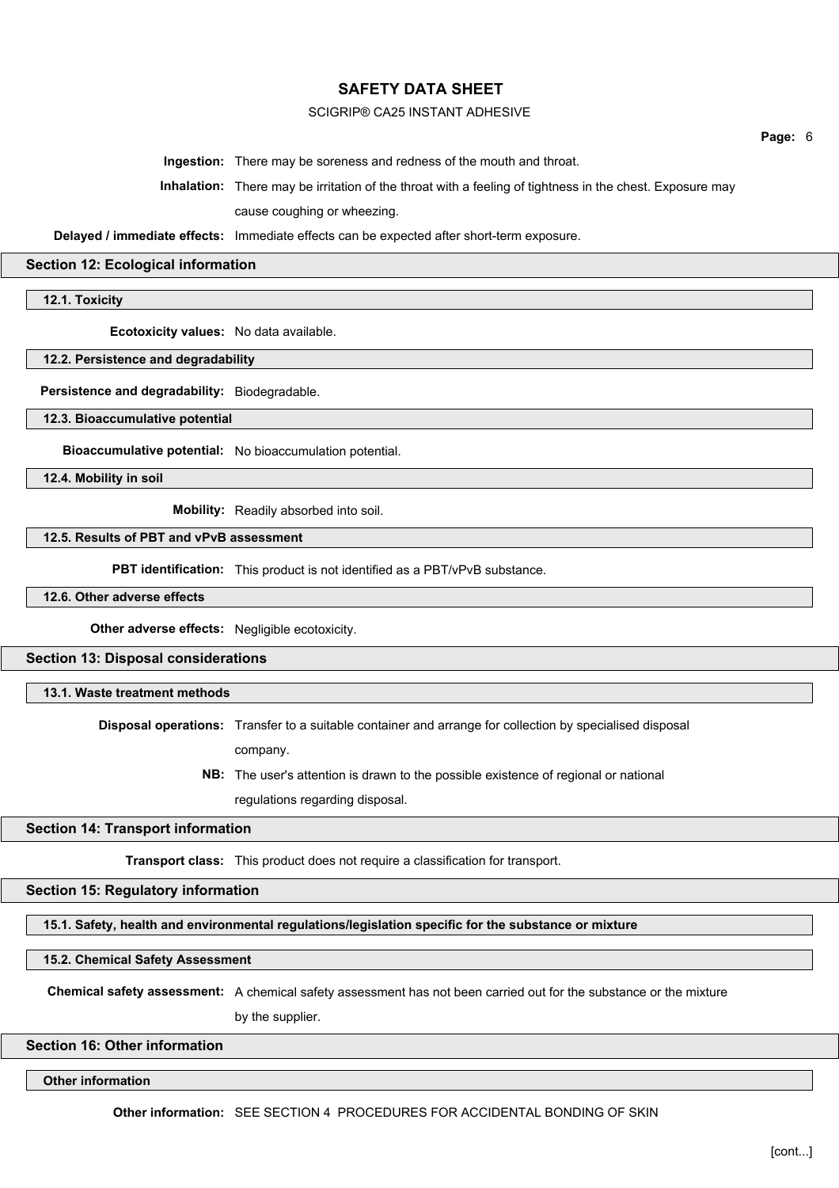**Ingestion:** There may be soreness and redness of the mouth and throat.

**Inhalation:** There may be irritation of the throat with a feeling of tightness in the chest. Exposure may cause coughing or wheezing.

**Delayed / immediate effects:** Immediate effects can be expected after short-term exposure.

## Section 12: Ecological information

### 12.1. Toxicity

**Ecotoxicity values:** No data available.

### 12.2. Persistence and degradability

**Persistence and degradability:** Biodegradable.

### 12.3. Bioaccumulative potential

**Bioaccumulative potential:** No bioaccumulation potential.

### 12.4. Mobility in soil

**Mobility:** Readily absorbed into soil.

### 12.5. Results of PBT and vPvB assessment

**PBT identification:** This product is not identified as a PBT/vPvB substance.

### 12.6. Other adverse effects

**Other adverse effects:** Negligible ecotoxicity.

## Section 13: Disposal considerations

### 13.1. Waste treatment methods

**Disposal operations:** Transfer to a suitable container and arrange for collection by specialised disposal company.

**NB:** The user's attention is drawn to the possible existence of regional or national regulations regarding disposal.

## Section 14: Transport information

**Transport class:** This product does not require a classification for transport.

## Section 15: Regulatory information

### 15.1. Safety, health and environmental regulations/legislation specific for the substance or mixture

### 15.2. Chemical Safety Assessment

**Chemical safety assessment:** A chemical safety assessment has not been carried out for the substance or the mixture by the supplier.

## Section 16: Other information

### Other information

**Other information:** SEE SECTION 4 PROCEDURES FOR ACCIDENTAL BONDING OF SKIN

[cont...]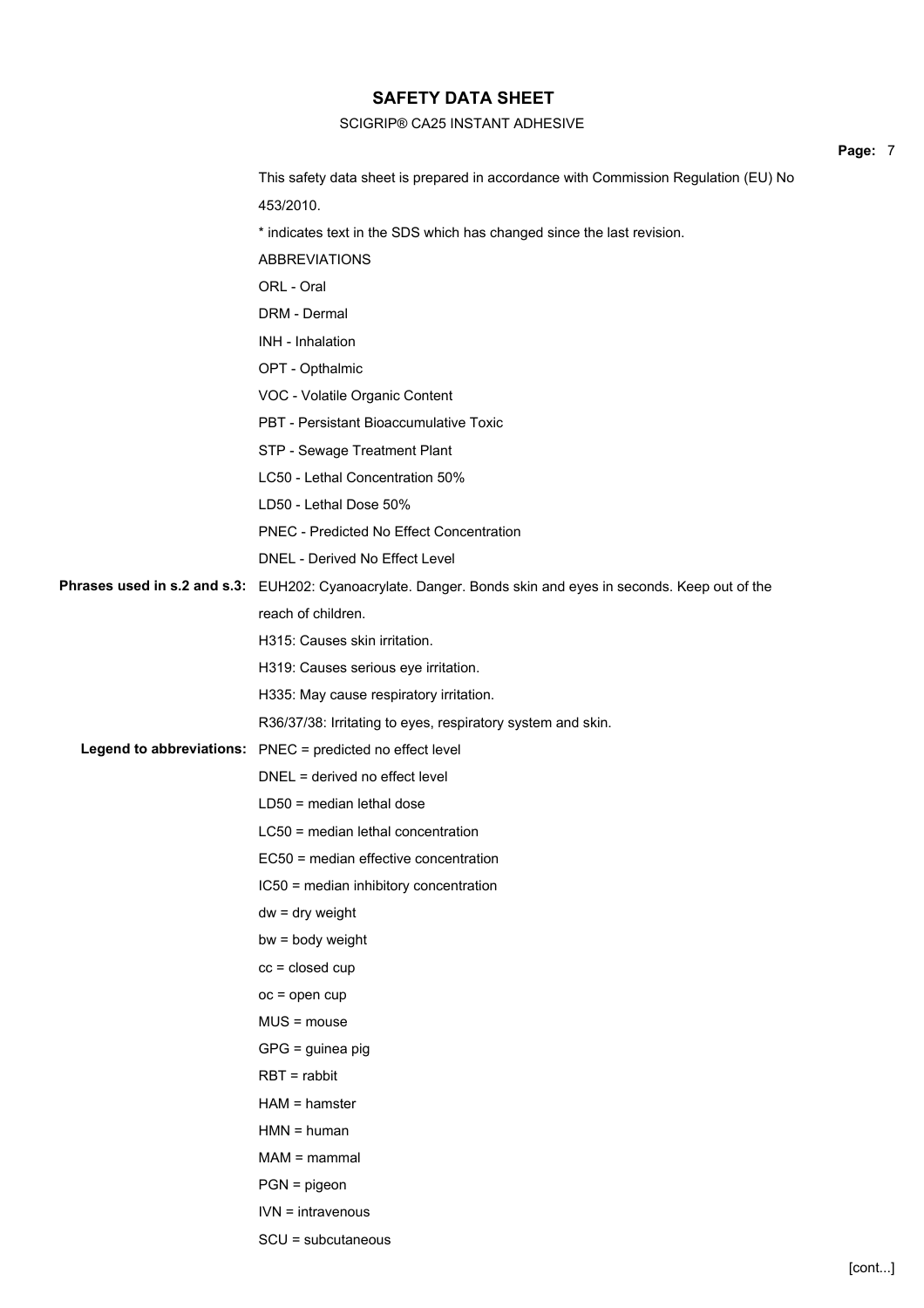This safety data sheet is prepared in accordance with Commission Regulation (EU) No 453/2010.

* indicates text in the SDS which has changed since the last revision.

ABBREVIATIONS

ORL - Oral

DRM - Dermal

INH - Inhalation

OPT - Opthalmic

VOC - Volatile Organic Content

PBT - Persistant Bioaccumulative Toxic

STP - Sewage Treatment Plant

LC50 - Lethal Concentration 50%

LD50 - Lethal Dose 50%

PNEC - Predicted No Effect Concentration

DNEL - Derived No Effect Level

**Phrases used in s.2 and s.3:** EUH202: Cyanoacrylate. Danger. Bonds skin and eyes in seconds. Keep out of the reach of children.

H315: Causes skin irritation.

H319: Causes serious eye irritation.

H335: May cause respiratory irritation.

R36/37/38: Irritating to eyes, respiratory system and skin.

**Legend to abbreviations:** PNEC = predicted no effect level

DNEL = derived no effect level

LD50 = median lethal dose

LC50 = median lethal concentration

EC50 = median effective concentration

IC50 = median inhibitory concentration

dw = dry weight

bw = body weight

cc = closed cup

oc = open cup

MUS = mouse

GPG = guinea pig

RBT = rabbit

HAM = hamster

HMN = human

MAM = mammal

PGN = pigeon

IVN = intravenous

SCU = subcutaneous

[cont...]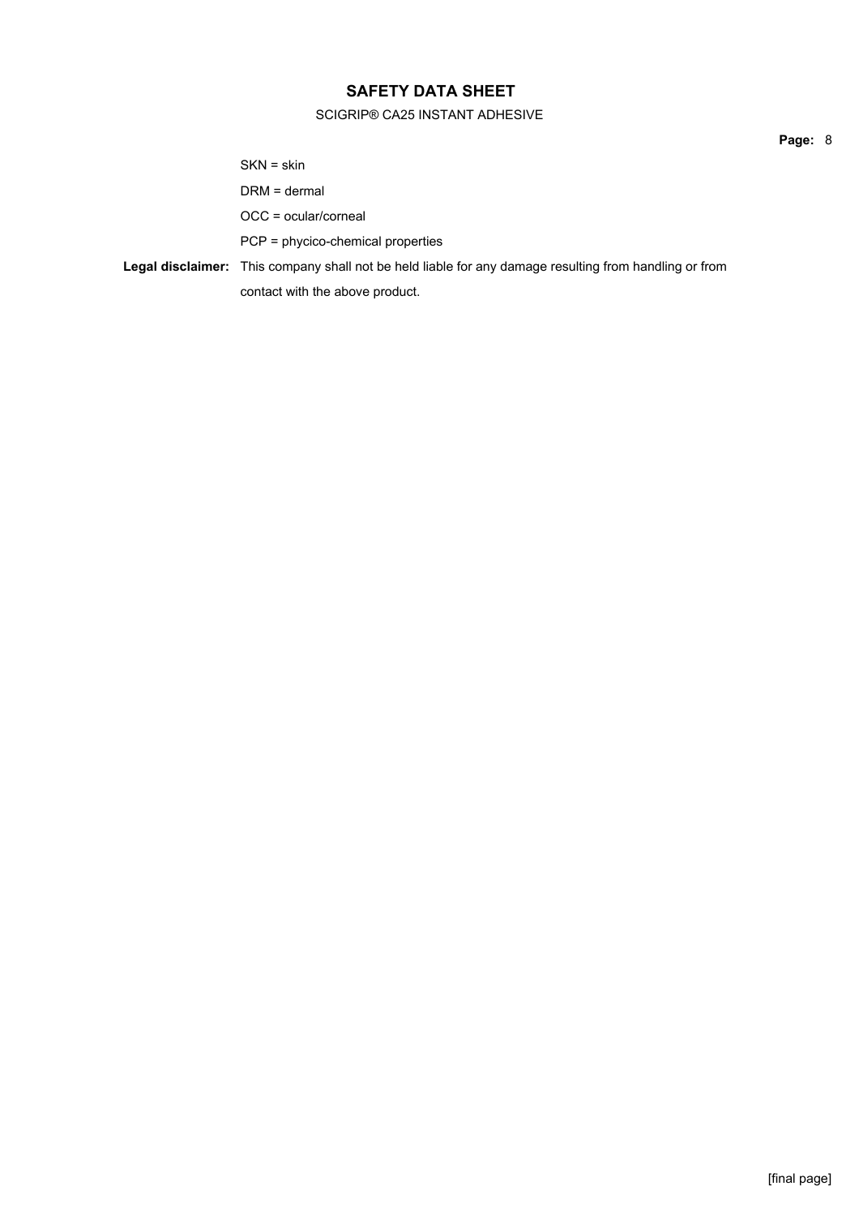SKN = skin

DRM = dermal

OCC = ocular/corneal

PCP = phycico-chemical properties

**Legal disclaimer:** This company shall not be held liable for any damage resulting from handling or from contact with the above product.

[final page]